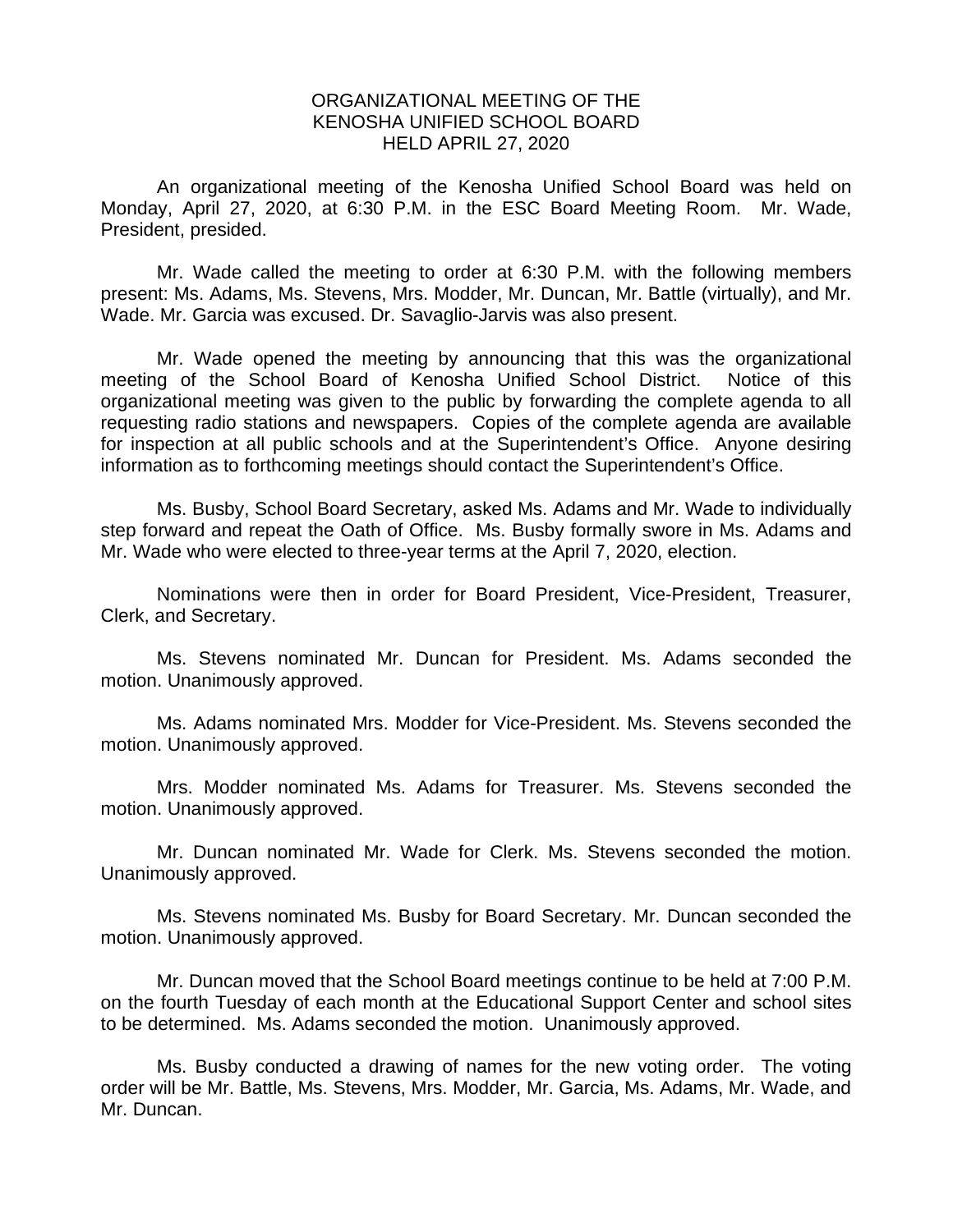# ORGANIZATIONAL MEETING OF THE KENOSHA UNIFIED SCHOOL BOARD HELD APRIL 27, 2020

An organizational meeting of the Kenosha Unified School Board was held on Monday, April 27, 2020, at 6:30 P.M. in the ESC Board Meeting Room. Mr. Wade, President, presided.

Mr. Wade called the meeting to order at 6:30 P.M. with the following members present: Ms. Adams, Ms. Stevens, Mrs. Modder, Mr. Duncan, Mr. Battle (virtually), and Mr. Wade. Mr. Garcia was excused. Dr. Savaglio-Jarvis was also present.

Mr. Wade opened the meeting by announcing that this was the organizational meeting of the School Board of Kenosha Unified School District. Notice of this organizational meeting was given to the public by forwarding the complete agenda to all requesting radio stations and newspapers. Copies of the complete agenda are available for inspection at all public schools and at the Superintendent's Office. Anyone desiring information as to forthcoming meetings should contact the Superintendent's Office.

Ms. Busby, School Board Secretary, asked Ms. Adams and Mr. Wade to individually step forward and repeat the Oath of Office. Ms. Busby formally swore in Ms. Adams and Mr. Wade who were elected to three-year terms at the April 7, 2020, election.

Nominations were then in order for Board President, Vice-President, Treasurer, Clerk, and Secretary.

Ms. Stevens nominated Mr. Duncan for President. Ms. Adams seconded the motion. Unanimously approved.

Ms. Adams nominated Mrs. Modder for Vice-President. Ms. Stevens seconded the motion. Unanimously approved.

Mrs. Modder nominated Ms. Adams for Treasurer. Ms. Stevens seconded the motion. Unanimously approved.

Mr. Duncan nominated Mr. Wade for Clerk. Ms. Stevens seconded the motion. Unanimously approved.

Ms. Stevens nominated Ms. Busby for Board Secretary. Mr. Duncan seconded the motion. Unanimously approved.

Mr. Duncan moved that the School Board meetings continue to be held at 7:00 P.M. on the fourth Tuesday of each month at the Educational Support Center and school sites to be determined. Ms. Adams seconded the motion. Unanimously approved.

Ms. Busby conducted a drawing of names for the new voting order. The voting order will be Mr. Battle, Ms. Stevens, Mrs. Modder, Mr. Garcia, Ms. Adams, Mr. Wade, and Mr. Duncan.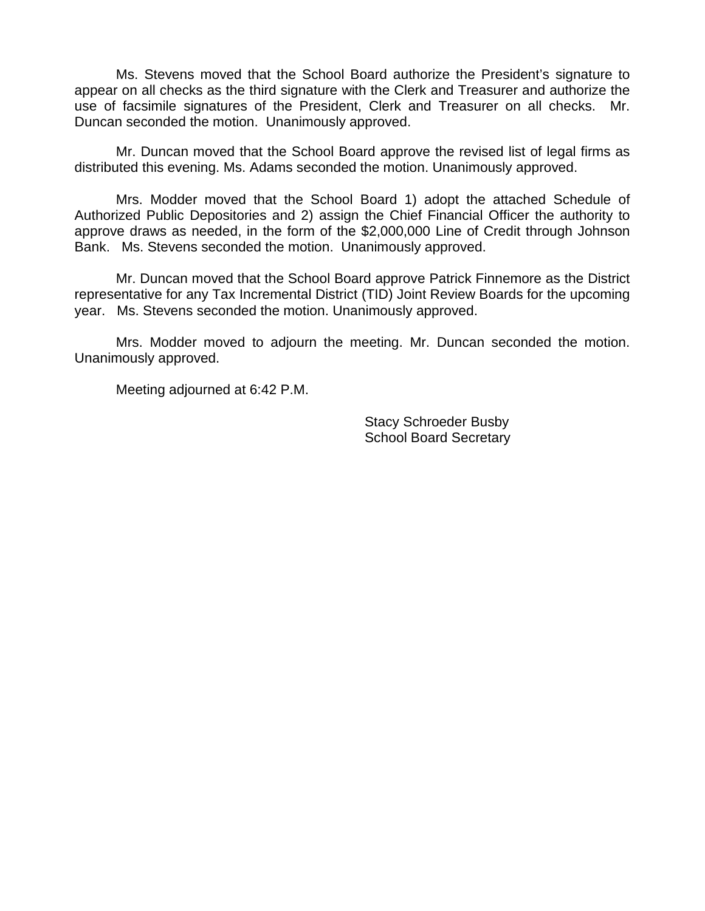Ms. Stevens moved that the School Board authorize the President's signature to appear on all checks as the third signature with the Clerk and Treasurer and authorize the use of facsimile signatures of the President, Clerk and Treasurer on all checks. Mr. Duncan seconded the motion. Unanimously approved.

Mr. Duncan moved that the School Board approve the revised list of legal firms as distributed this evening. Ms. Adams seconded the motion. Unanimously approved.

Mrs. Modder moved that the School Board 1) adopt the attached Schedule of Authorized Public Depositories and 2) assign the Chief Financial Officer the authority to approve draws as needed, in the form of the $2,000,000 Line of Credit through Johnson Bank. Ms. Stevens seconded the motion. Unanimously approved.

Mr. Duncan moved that the School Board approve Patrick Finnemore as the District representative for any Tax Incremental District (TID) Joint Review Boards for the upcoming year. Ms. Stevens seconded the motion. Unanimously approved.

Mrs. Modder moved to adjourn the meeting. Mr. Duncan seconded the motion. Unanimously approved.

Meeting adjourned at 6:42 P.M.

Stacy Schroeder Busby
School Board Secretary